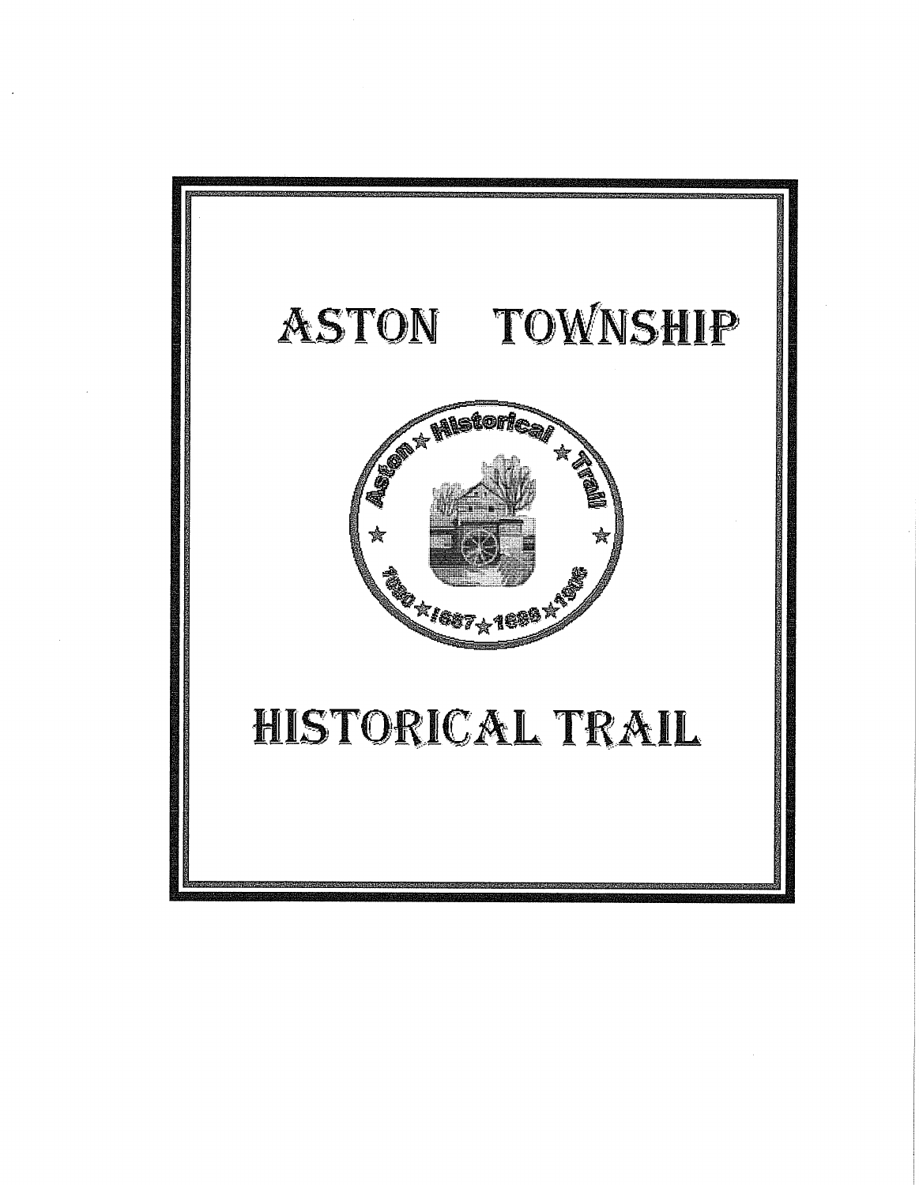# ASTON TOWNSHIP

# HISTORICAL TRAIL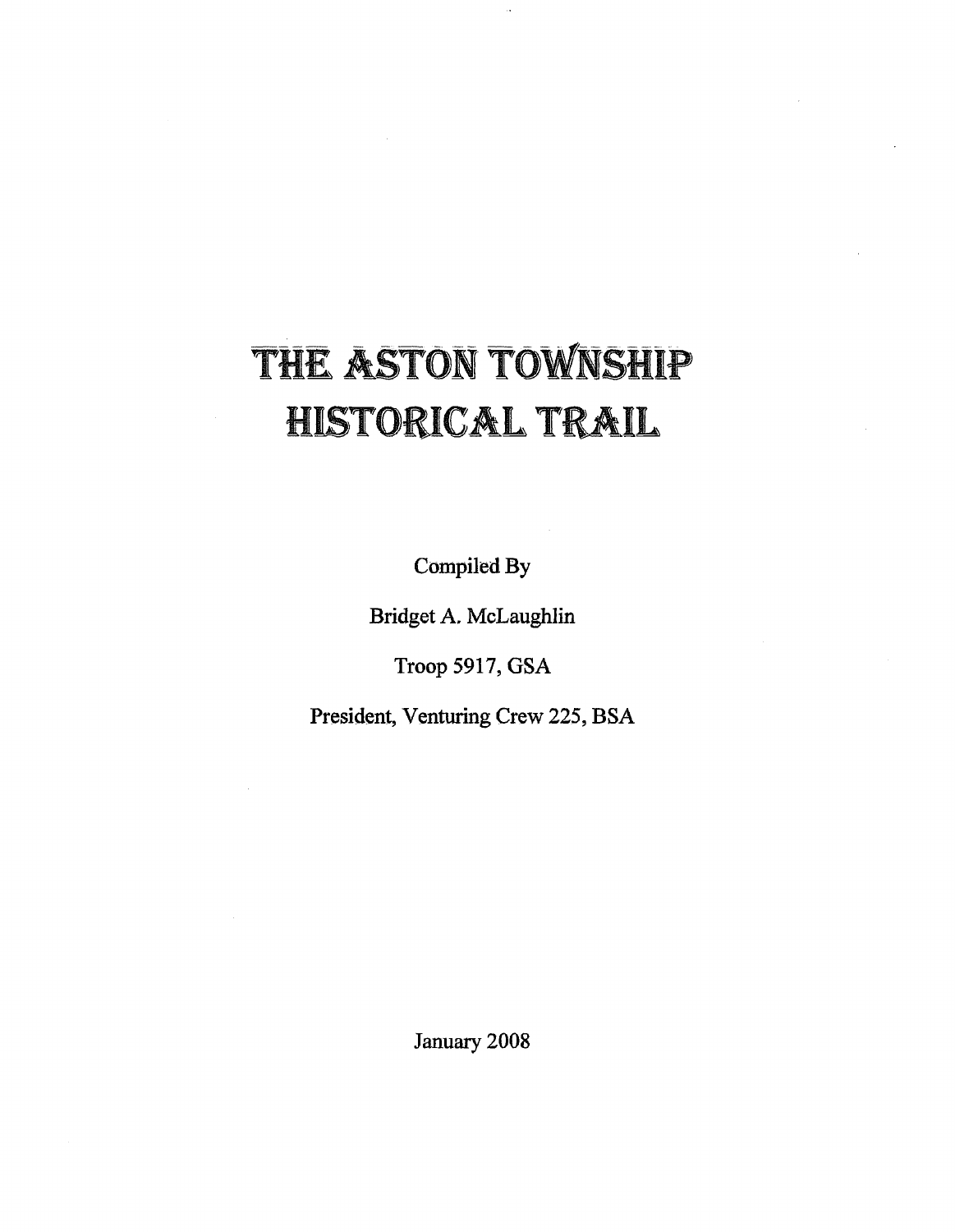# THE ASTON TOWNSHIP HISTORICAL TRAIL

Compiled By

Bridget A. McLaughlin

Troop 5917, GSA

President, Venturing Crew 225, BSA

January 2008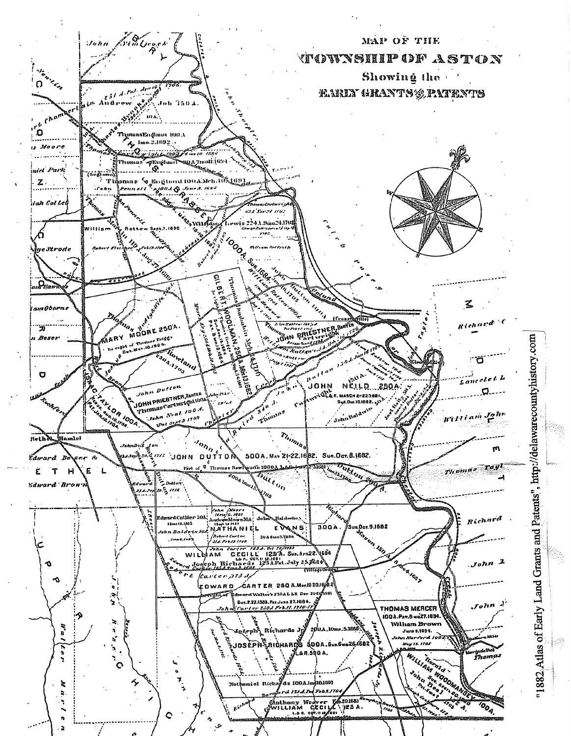# MAP OF THE TOWNSHIP OF ASTON

Showing the

EARLY GRANTS & PATENTS

"1882 Atlas of Early Land Grants and Patents", http://delawarecountyhistory.com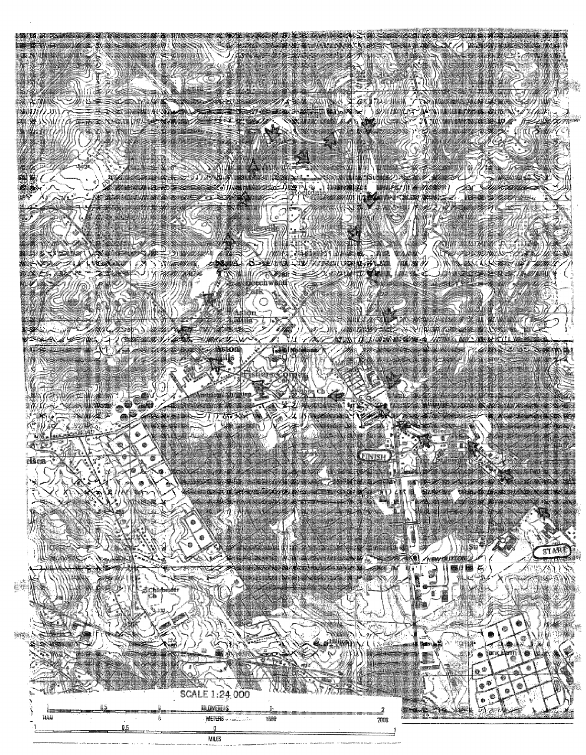SCALE 1:24 000

1 0.5 0 KILOMETERS 1 2

1000 0 METERS 1000 2000

1 0.5 0 MILES 1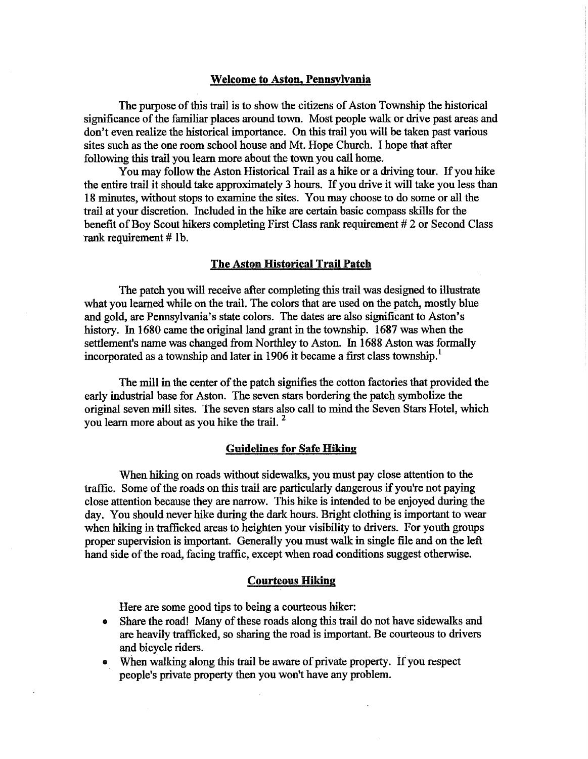## Welcome to Aston, Pennsylvania

The purpose of this trail is to show the citizens of Aston Township the historical significance of the familiar places around town. Most people walk or drive past areas and don't even realize the historical importance. On this trail you will be taken past various sites such as the one room school house and Mt. Hope Church. I hope that after following this trail you learn more about the town you call home.

You may follow the Aston Historical Trail as a hike or a driving tour. If you hike the entire trail it should take approximately 3 hours. If you drive it will take you less than 18 minutes, without stops to examine the sites. You may choose to do some or all the trail at your discretion. Included in the hike are certain basic compass skills for the benefit of Boy Scout hikers completing First Class rank requirement # 2 or Second Class rank requirement # 1b.

## The Aston Historical Trail Patch

The patch you will receive after completing this trail was designed to illustrate what you learned while on the trail. The colors that are used on the patch, mostly blue and gold, are Pennsylvania's state colors. The dates are also significant to Aston's history. In 1680 came the original land grant in the township. 1687 was when the settlement's name was changed from Northley to Aston. In 1688 Aston was formally incorporated as a township and later in 1906 it became a first class township.[1]

The mill in the center of the patch signifies the cotton factories that provided the early industrial base for Aston. The seven stars bordering the patch symbolize the original seven mill sites. The seven stars also call to mind the Seven Stars Hotel, which you learn more about as you hike the trail. [2]

## Guidelines for Safe Hiking

When hiking on roads without sidewalks, you must pay close attention to the traffic. Some of the roads on this trail are particularly dangerous if you're not paying close attention because they are narrow. This hike is intended to be enjoyed during the day. You should never hike during the dark hours. Bright clothing is important to wear when hiking in trafficked areas to heighten your visibility to drivers. For youth groups proper supervision is important. Generally you must walk in single file and on the left hand side of the road, facing traffic, except when road conditions suggest otherwise.

## Courteous Hiking

Here are some good tips to being a courteous hiker:

- Share the road! Many of these roads along this trail do not have sidewalks and are heavily trafficked, so sharing the road is important. Be courteous to drivers and bicycle riders.
- When walking along this trail be aware of private property. If you respect people's private property then you won't have any problem.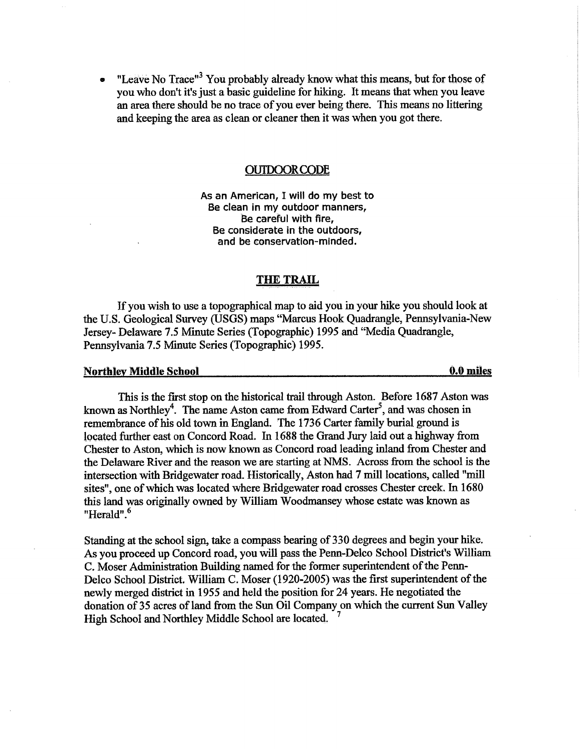- "Leave No Trace"[3] You probably already know what this means, but for those of you who don't it's just a basic guideline for hiking. It means that when you leave an area there should be no trace of you ever being there. This means no littering and keeping the area as clean or cleaner then it was when you got there.

## OUTDOOR CODE

As an American, I will do my best to
Be clean in my outdoor manners,
Be careful with fire,
Be considerate in the outdoors,
and be conservation-minded.

## THE TRAIL

If you wish to use a topographical map to aid you in your hike you should look at the U.S. Geological Survey (USGS) maps "Marcus Hook Quadrangle, Pennsylvania-New Jersey- Delaware 7.5 Minute Series (Topographic) 1995 and "Media Quadrangle, Pennsylvania 7.5 Minute Series (Topographic) 1995.

### Northley Middle School — 0.0 miles

This is the first stop on the historical trail through Aston. Before 1687 Aston was known as Northley[4]. The name Aston came from Edward Carter[5], and was chosen in remembrance of his old town in England. The 1736 Carter family burial ground is located further east on Concord Road. In 1688 the Grand Jury laid out a highway from Chester to Aston, which is now known as Concord road leading inland from Chester and the Delaware River and the reason we are starting at NMS. Across from the school is the intersection with Bridgewater road. Historically, Aston had 7 mill locations, called "mill sites", one of which was located where Bridgewater road crosses Chester creek. In 1680 this land was originally owned by William Woodmansey whose estate was known as "Herald".[6]

Standing at the school sign, take a compass bearing of 330 degrees and begin your hike. As you proceed up Concord road, you will pass the Penn-Delco School District's William C. Moser Administration Building named for the former superintendent of the Penn-Delco School District. William C. Moser (1920-2005) was the first superintendent of the newly merged district in 1955 and held the position for 24 years. He negotiated the donation of 35 acres of land from the Sun Oil Company on which the current Sun Valley High School and Northley Middle School are located. [7]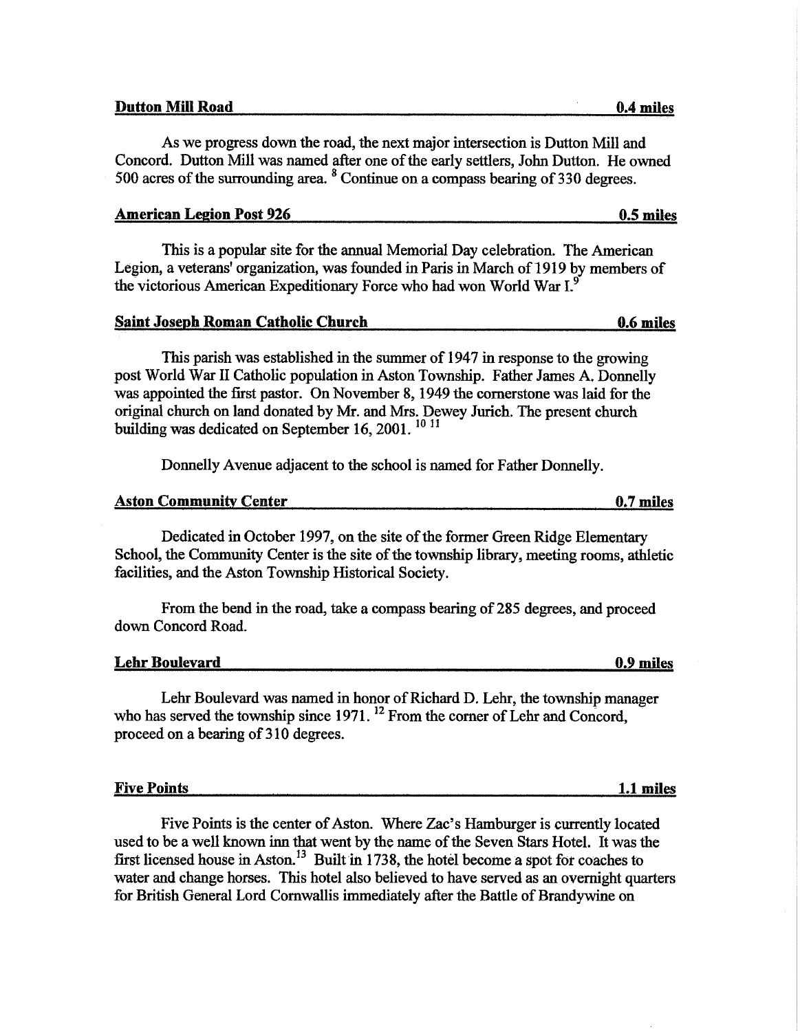**Dutton Mill Road** **0.4 miles**

As we progress down the road, the next major intersection is Dutton Mill and Concord. Dutton Mill was named after one of the early settlers, John Dutton. He owned 500 acres of the surrounding area. [8] Continue on a compass bearing of 330 degrees.

**American Legion Post 926** **0.5 miles**

This is a popular site for the annual Memorial Day celebration. The American Legion, a veterans' organization, was founded in Paris in March of 1919 by members of the victorious American Expeditionary Force who had won World War I.[9]

**Saint Joseph Roman Catholic Church** **0.6 miles**

This parish was established in the summer of 1947 in response to the growing post World War II Catholic population in Aston Township. Father James A. Donnelly was appointed the first pastor. On November 8, 1949 the cornerstone was laid for the original church on land donated by Mr. and Mrs. Dewey Jurich. The present church building was dedicated on September 16, 2001. [10] [11]

Donnelly Avenue adjacent to the school is named for Father Donnelly.

**Aston Community Center** **0.7 miles**

Dedicated in October 1997, on the site of the former Green Ridge Elementary School, the Community Center is the site of the township library, meeting rooms, athletic facilities, and the Aston Township Historical Society.

From the bend in the road, take a compass bearing of 285 degrees, and proceed down Concord Road.

**Lehr Boulevard** **0.9 miles**

Lehr Boulevard was named in honor of Richard D. Lehr, the township manager who has served the township since 1971. [12] From the corner of Lehr and Concord, proceed on a bearing of 310 degrees.

**Five Points** **1.1 miles**

Five Points is the center of Aston. Where Zac's Hamburger is currently located used to be a well known inn that went by the name of the Seven Stars Hotel. It was the first licensed house in Aston.[13] Built in 1738, the hotel become a spot for coaches to water and change horses. This hotel also believed to have served as an overnight quarters for British General Lord Cornwallis immediately after the Battle of Brandywine on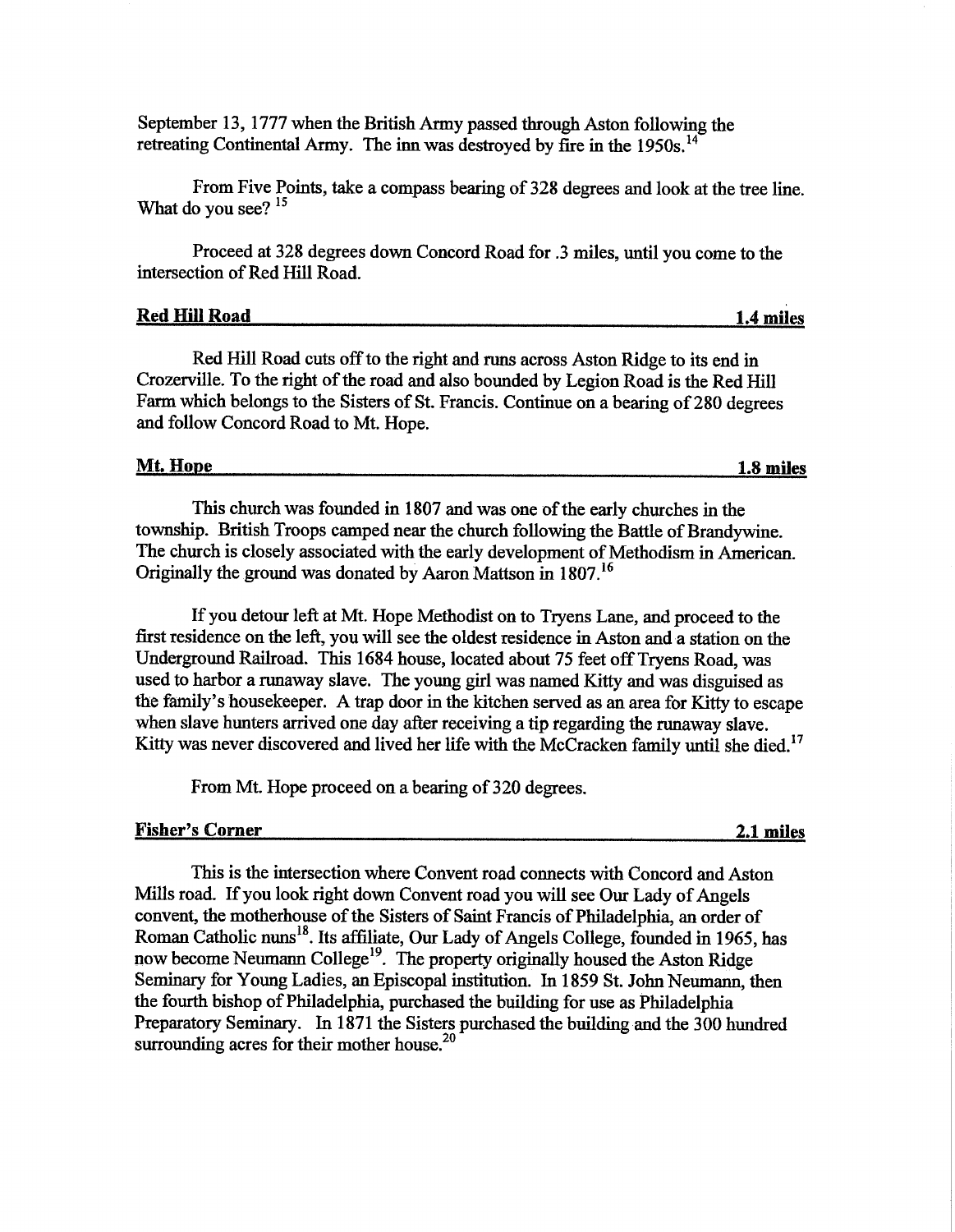September 13, 1777 when the British Army passed through Aston following the retreating Continental Army. The inn was destroyed by fire in the 1950s.[14]

From Five Points, take a compass bearing of 328 degrees and look at the tree line. What do you see? [15]

Proceed at 328 degrees down Concord Road for .3 miles, until you come to the intersection of Red Hill Road.

**Red Hill Road** **1.4 miles**

Red Hill Road cuts off to the right and runs across Aston Ridge to its end in Crozerville. To the right of the road and also bounded by Legion Road is the Red Hill Farm which belongs to the Sisters of St. Francis. Continue on a bearing of 280 degrees and follow Concord Road to Mt. Hope.

**Mt. Hope** **1.8 miles**

This church was founded in 1807 and was one of the early churches in the township. British Troops camped near the church following the Battle of Brandywine. The church is closely associated with the early development of Methodism in American. Originally the ground was donated by Aaron Mattson in 1807.[16]

If you detour left at Mt. Hope Methodist on to Tryens Lane, and proceed to the first residence on the left, you will see the oldest residence in Aston and a station on the Underground Railroad. This 1684 house, located about 75 feet off Tryens Road, was used to harbor a runaway slave. The young girl was named Kitty and was disguised as the family's housekeeper. A trap door in the kitchen served as an area for Kitty to escape when slave hunters arrived one day after receiving a tip regarding the runaway slave. Kitty was never discovered and lived her life with the McCracken family until she died.[17]

From Mt. Hope proceed on a bearing of 320 degrees.

**Fisher's Corner** **2.1 miles**

This is the intersection where Convent road connects with Concord and Aston Mills road. If you look right down Convent road you will see Our Lady of Angels convent, the motherhouse of the Sisters of Saint Francis of Philadelphia, an order of Roman Catholic nuns[18]. Its affiliate, Our Lady of Angels College, founded in 1965, has now become Neumann College[19]. The property originally housed the Aston Ridge Seminary for Young Ladies, an Episcopal institution. In 1859 St. John Neumann, then the fourth bishop of Philadelphia, purchased the building for use as Philadelphia Preparatory Seminary. In 1871 the Sisters purchased the building and the 300 hundred surrounding acres for their mother house.[20]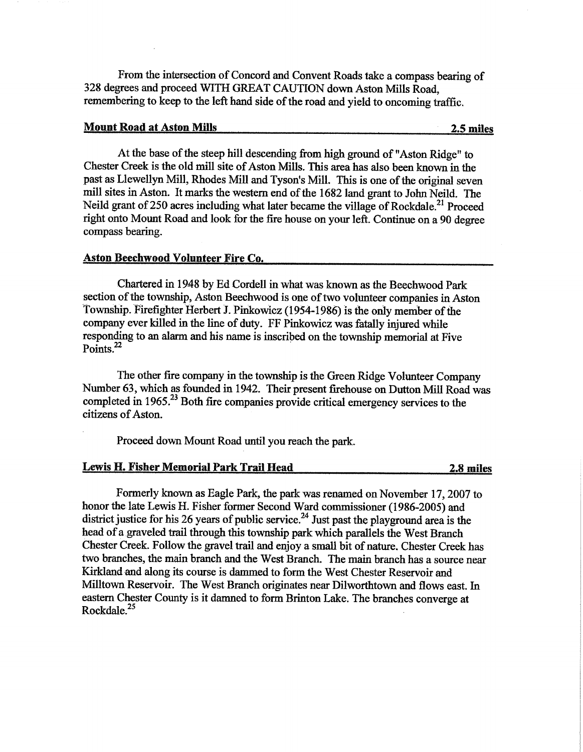From the intersection of Concord and Convent Roads take a compass bearing of 328 degrees and proceed WITH GREAT CAUTION down Aston Mills Road, remembering to keep to the left hand side of the road and yield to oncoming traffic.

**Mount Road at Aston Mills** **2.5 miles**

At the base of the steep hill descending from high ground of "Aston Ridge" to Chester Creek is the old mill site of Aston Mills. This area has also been known in the past as Llewellyn Mill, Rhodes Mill and Tyson's Mill. This is one of the original seven mill sites in Aston. It marks the western end of the 1682 land grant to John Neild. The Neild grant of 250 acres including what later became the village of Rockdale.[21] Proceed right onto Mount Road and look for the fire house on your left. Continue on a 90 degree compass bearing.

**Aston Beechwood Volunteer Fire Co.**

Chartered in 1948 by Ed Cordell in what was known as the Beechwood Park section of the township, Aston Beechwood is one of two volunteer companies in Aston Township. Firefighter Herbert J. Pinkowicz (1954-1986) is the only member of the company ever killed in the line of duty. FF Pinkowicz was fatally injured while responding to an alarm and his name is inscribed on the township memorial at Five Points.[22]

The other fire company in the township is the Green Ridge Volunteer Company Number 63, which as founded in 1942. Their present firehouse on Dutton Mill Road was completed in 1965.[23] Both fire companies provide critical emergency services to the citizens of Aston.

Proceed down Mount Road until you reach the park.

**Lewis H. Fisher Memorial Park Trail Head** **2.8 miles**

Formerly known as Eagle Park, the park was renamed on November 17, 2007 to honor the late Lewis H. Fisher former Second Ward commissioner (1986-2005) and district justice for his 26 years of public service.[24] Just past the playground area is the head of a graveled trail through this township park which parallels the West Branch Chester Creek. Follow the gravel trail and enjoy a small bit of nature. Chester Creek has two branches, the main branch and the West Branch. The main branch has a source near Kirkland and along its course is dammed to form the West Chester Reservoir and Milltown Reservoir. The West Branch originates near Dilworthtown and flows east. In eastern Chester County is it damned to form Brinton Lake. The branches converge at Rockdale.[25]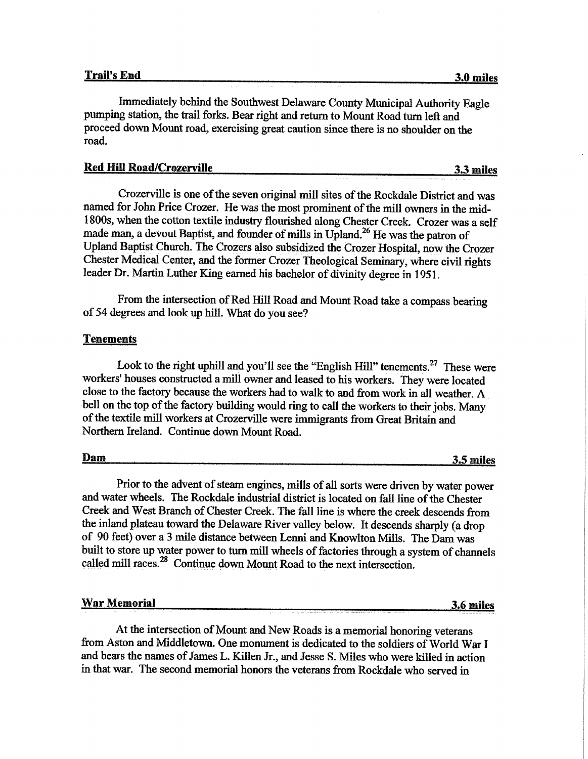## Trail's End — 3.0 miles

Immediately behind the Southwest Delaware County Municipal Authority Eagle pumping station, the trail forks. Bear right and return to Mount Road turn left and proceed down Mount road, exercising great caution since there is no shoulder on the road.

## Red Hill Road/Crozerville — 3.3 miles

Crozerville is one of the seven original mill sites of the Rockdale District and was named for John Price Crozer. He was the most prominent of the mill owners in the mid-1800s, when the cotton textile industry flourished along Chester Creek. Crozer was a self made man, a devout Baptist, and founder of mills in Upland.[26] He was the patron of Upland Baptist Church. The Crozers also subsidized the Crozer Hospital, now the Crozer Chester Medical Center, and the former Crozer Theological Seminary, where civil rights leader Dr. Martin Luther King earned his bachelor of divinity degree in 1951.

From the intersection of Red Hill Road and Mount Road take a compass bearing of 54 degrees and look up hill. What do you see?

## Tenements

Look to the right uphill and you'll see the "English Hill" tenements.[27] These were workers' houses constructed a mill owner and leased to his workers. They were located close to the factory because the workers had to walk to and from work in all weather. A bell on the top of the factory building would ring to call the workers to their jobs. Many of the textile mill workers at Crozerville were immigrants from Great Britain and Northern Ireland. Continue down Mount Road.

## Dam — 3.5 miles

Prior to the advent of steam engines, mills of all sorts were driven by water power and water wheels. The Rockdale industrial district is located on fall line of the Chester Creek and West Branch of Chester Creek. The fall line is where the creek descends from the inland plateau toward the Delaware River valley below. It descends sharply (a drop of 90 feet) over a 3 mile distance between Lenni and Knowlton Mills. The Dam was built to store up water power to turn mill wheels of factories through a system of channels called mill races.[28] Continue down Mount Road to the next intersection.

## War Memorial — 3.6 miles

At the intersection of Mount and New Roads is a memorial honoring veterans from Aston and Middletown. One monument is dedicated to the soldiers of World War I and bears the names of James L. Killen Jr., and Jesse S. Miles who were killed in action in that war. The second memorial honors the veterans from Rockdale who served in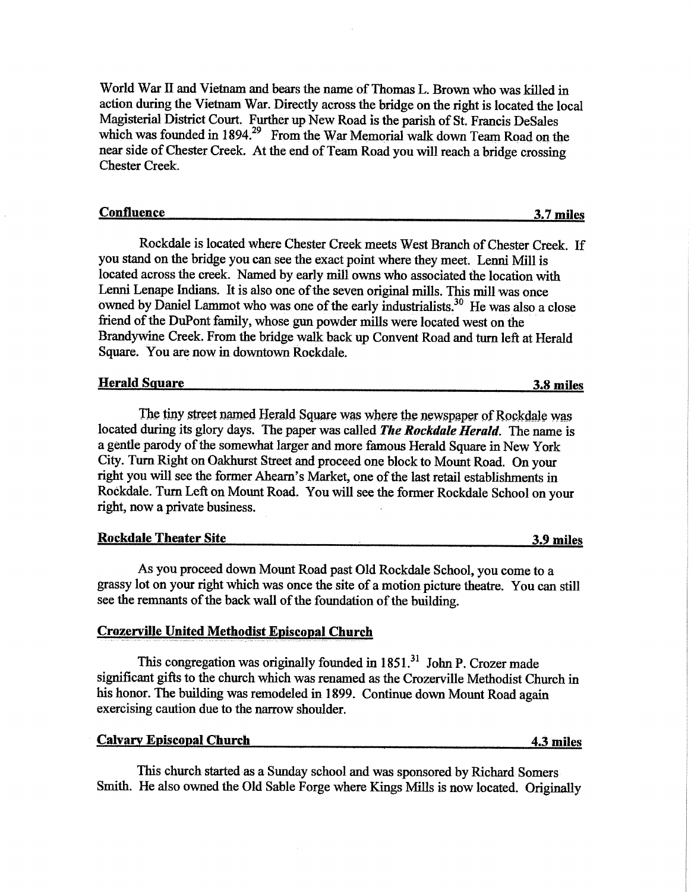World War II and Vietnam and bears the name of Thomas L. Brown who was killed in action during the Vietnam War. Directly across the bridge on the right is located the local Magisterial District Court. Further up New Road is the parish of St. Francis DeSales which was founded in 1894.[29] From the War Memorial walk down Team Road on the near side of Chester Creek. At the end of Team Road you will reach a bridge crossing Chester Creek.

## Confluence — 3.7 miles

Rockdale is located where Chester Creek meets West Branch of Chester Creek. If you stand on the bridge you can see the exact point where they meet. Lenni Mill is located across the creek. Named by early mill owns who associated the location with Lenni Lenape Indians. It is also one of the seven original mills. This mill was once owned by Daniel Lammot who was one of the early industrialists.[30] He was also a close friend of the DuPont family, whose gun powder mills were located west on the Brandywine Creek. From the bridge walk back up Convent Road and turn left at Herald Square. You are now in downtown Rockdale.

## Herald Square — 3.8 miles

The tiny street named Herald Square was where the newspaper of Rockdale was located during its glory days. The paper was called ***The Rockdale Herald***. The name is a gentle parody of the somewhat larger and more famous Herald Square in New York City. Turn Right on Oakhurst Street and proceed one block to Mount Road. On your right you will see the former Ahearn's Market, one of the last retail establishments in Rockdale. Turn Left on Mount Road. You will see the former Rockdale School on your right, now a private business.

## Rockdale Theater Site — 3.9 miles

As you proceed down Mount Road past Old Rockdale School, you come to a grassy lot on your right which was once the site of a motion picture theatre. You can still see the remnants of the back wall of the foundation of the building.

## Crozerville United Methodist Episcopal Church

This congregation was originally founded in 1851.[31] John P. Crozer made significant gifts to the church which was renamed as the Crozerville Methodist Church in his honor. The building was remodeled in 1899. Continue down Mount Road again exercising caution due to the narrow shoulder.

## Calvary Episcopal Church — 4.3 miles

This church started as a Sunday school and was sponsored by Richard Somers Smith. He also owned the Old Sable Forge where Kings Mills is now located. Originally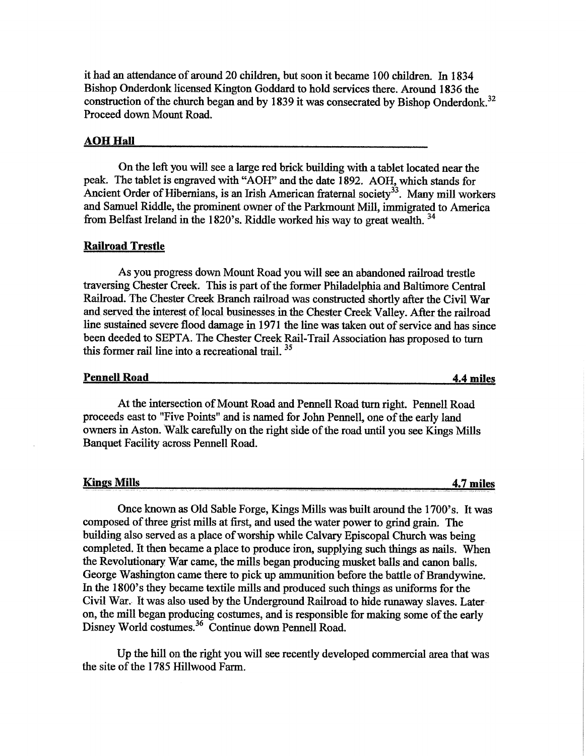it had an attendance of around 20 children, but soon it became 100 children. In 1834 Bishop Onderdonk licensed Kington Goddard to hold services there. Around 1836 the construction of the church began and by 1839 it was consecrated by Bishop Onderdonk.[32] Proceed down Mount Road.

## AOH Hall

On the left you will see a large red brick building with a tablet located near the peak. The tablet is engraved with "AOH" and the date 1892. AOH, which stands for Ancient Order of Hibernians, is an Irish American fraternal society[33]. Many mill workers and Samuel Riddle, the prominent owner of the Parkmount Mill, immigrated to America from Belfast Ireland in the 1820's. Riddle worked his way to great wealth.[34]

## Railroad Trestle

As you progress down Mount Road you will see an abandoned railroad trestle traversing Chester Creek. This is part of the former Philadelphia and Baltimore Central Railroad. The Chester Creek Branch railroad was constructed shortly after the Civil War and served the interest of local businesses in the Chester Creek Valley. After the railroad line sustained severe flood damage in 1971 the line was taken out of service and has since been deeded to SEPTA. The Chester Creek Rail-Trail Association has proposed to turn this former rail line into a recreational trail.[35]

## Pennell Road — 4.4 miles

At the intersection of Mount Road and Pennell Road turn right. Pennell Road proceeds east to "Five Points" and is named for John Pennell, one of the early land owners in Aston. Walk carefully on the right side of the road until you see Kings Mills Banquet Facility across Pennell Road.

## Kings Mills — 4.7 miles

Once known as Old Sable Forge, Kings Mills was built around the 1700's. It was composed of three grist mills at first, and used the water power to grind grain. The building also served as a place of worship while Calvary Episcopal Church was being completed. It then became a place to produce iron, supplying such things as nails. When the Revolutionary War came, the mills began producing musket balls and canon balls. George Washington came there to pick up ammunition before the battle of Brandywine. In the 1800's they became textile mills and produced such things as uniforms for the Civil War. It was also used by the Underground Railroad to hide runaway slaves. Later on, the mill began producing costumes, and is responsible for making some of the early Disney World costumes.[36] Continue down Pennell Road.

Up the hill on the right you will see recently developed commercial area that was the site of the 1785 Hillwood Farm.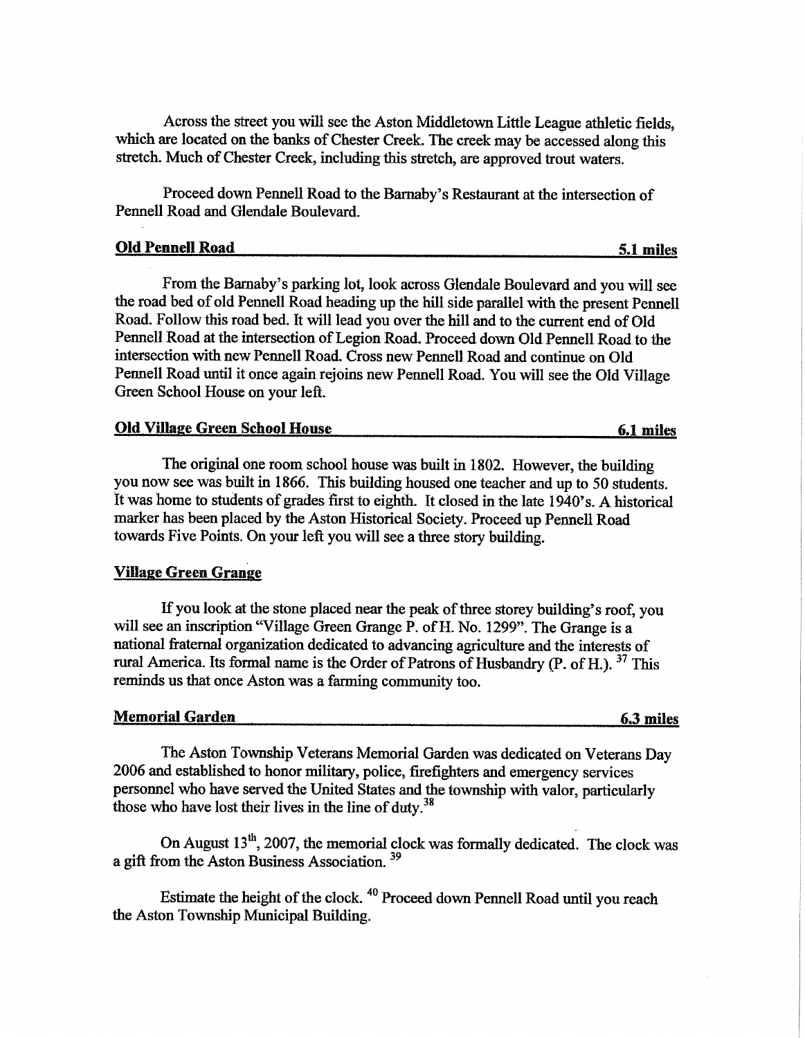Across the street you will see the Aston Middletown Little League athletic fields, which are located on the banks of Chester Creek. The creek may be accessed along this stretch. Much of Chester Creek, including this stretch, are approved trout waters.

Proceed down Pennell Road to the Barnaby's Restaurant at the intersection of Pennell Road and Glendale Boulevard.

**Old Pennell Road** **5.1 miles**

From the Barnaby's parking lot, look across Glendale Boulevard and you will see the road bed of old Pennell Road heading up the hill side parallel with the present Pennell Road. Follow this road bed. It will lead you over the hill and to the current end of Old Pennell Road at the intersection of Legion Road. Proceed down Old Pennell Road to the intersection with new Pennell Road. Cross new Pennell Road and continue on Old Pennell Road until it once again rejoins new Pennell Road. You will see the Old Village Green School House on your left.

**Old Village Green School House** **6.1 miles**

The original one room school house was built in 1802. However, the building you now see was built in 1866. This building housed one teacher and up to 50 students. It was home to students of grades first to eighth. It closed in the late 1940's. A historical marker has been placed by the Aston Historical Society. Proceed up Pennell Road towards Five Points. On your left you will see a three story building.

**Village Green Grange**

If you look at the stone placed near the peak of three storey building's roof, you will see an inscription "Village Green Grange P. of H. No. 1299". The Grange is a national fraternal organization dedicated to advancing agriculture and the interests of rural America. Its formal name is the Order of Patrons of Husbandry (P. of H.).[37] This reminds us that once Aston was a farming community too.

**Memorial Garden** **6.3 miles**

The Aston Township Veterans Memorial Garden was dedicated on Veterans Day 2006 and established to honor military, police, firefighters and emergency services personnel who have served the United States and the township with valor, particularly those who have lost their lives in the line of duty.[38]

On August 13th, 2007, the memorial clock was formally dedicated. The clock was a gift from the Aston Business Association.[39]

Estimate the height of the clock.[40] Proceed down Pennell Road until you reach the Aston Township Municipal Building.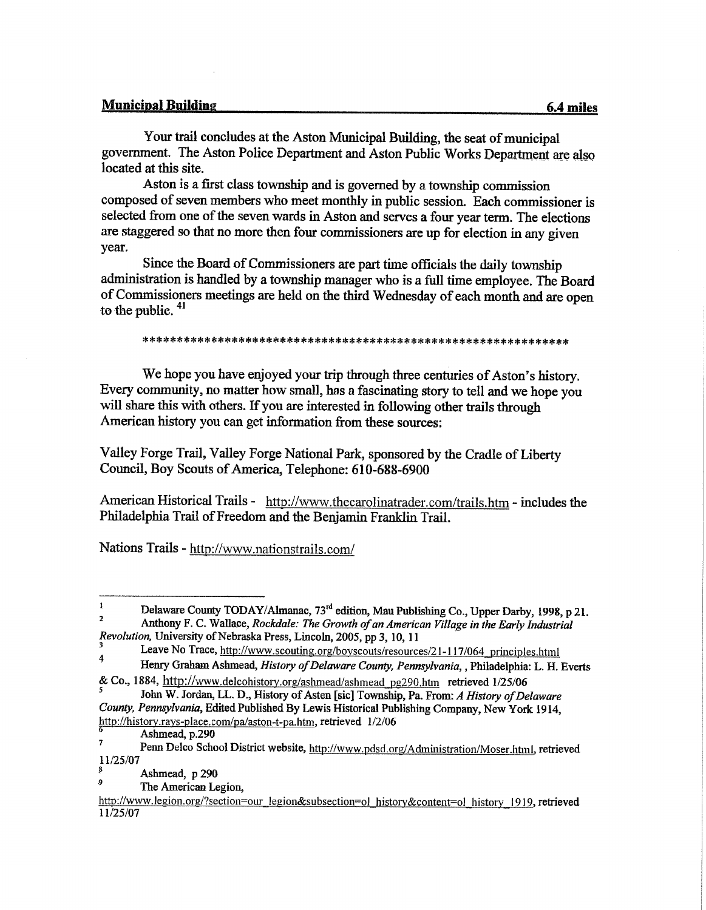**Municipal Building** **6.4 miles**

Your trail concludes at the Aston Municipal Building, the seat of municipal government. The Aston Police Department and Aston Public Works Department are also located at this site.

Aston is a first class township and is governed by a township commission composed of seven members who meet monthly in public session. Each commissioner is selected from one of the seven wards in Aston and serves a four year term. The elections are staggered so that no more then four commissioners are up for election in any given year.

Since the Board of Commissioners are part time officials the daily township administration is handled by a township manager who is a full time employee. The Board of Commissioners meetings are held on the third Wednesday of each month and are open to the public. [41]

*****************************************************************

We hope you have enjoyed your trip through three centuries of Aston's history. Every community, no matter how small, has a fascinating story to tell and we hope you will share this with others. If you are interested in following other trails through American history you can get information from these sources:

Valley Forge Trail, Valley Forge National Park, sponsored by the Cradle of Liberty Council, Boy Scouts of America, Telephone: 610-688-6900

American Historical Trails - http://www.thecarolinatrader.com/trails.htm - includes the Philadelphia Trail of Freedom and the Benjamin Franklin Trail.

Nations Trails - http://www.nationstrails.com/

---

[1] Delaware County TODAY/Almanac, 73rd edition, Mau Publishing Co., Upper Darby, 1998, p 21.

[2] Anthony F. C. Wallace, *Rockdale: The Growth of an American Village in the Early Industrial Revolution,* University of Nebraska Press, Lincoln, 2005, pp 3, 10, 11

[3] Leave No Trace, http://www.scouting.org/boyscouts/resources/21-117/064_principles.html

[4] Henry Graham Ashmead, *History of Delaware County, Pennsylvania*, , Philadelphia: L. H. Everts & Co., 1884, http://www.delcohistory.org/ashmead/ashmead_pg290.htm retrieved 1/25/06

[5] John W. Jordan, LL. D., History of Asten [sic] Township, Pa. From: *A History of Delaware County, Pennsylvania*, Edited Published By Lewis Historical Publishing Company, New York 1914, http://history.rays-place.com/pa/aston-t-pa.htm, retrieved 1/2/06

[6] Ashmead, p.290

[7] Penn Delco School District website, http://www.pdsd.org/Administration/Moser.html, retrieved 11/25/07

[8] Ashmead, p 290

[9] The American Legion, http://www.legion.org/?section=our_legion&subsection=ol_history&content=ol_history_1919, retrieved 11/25/07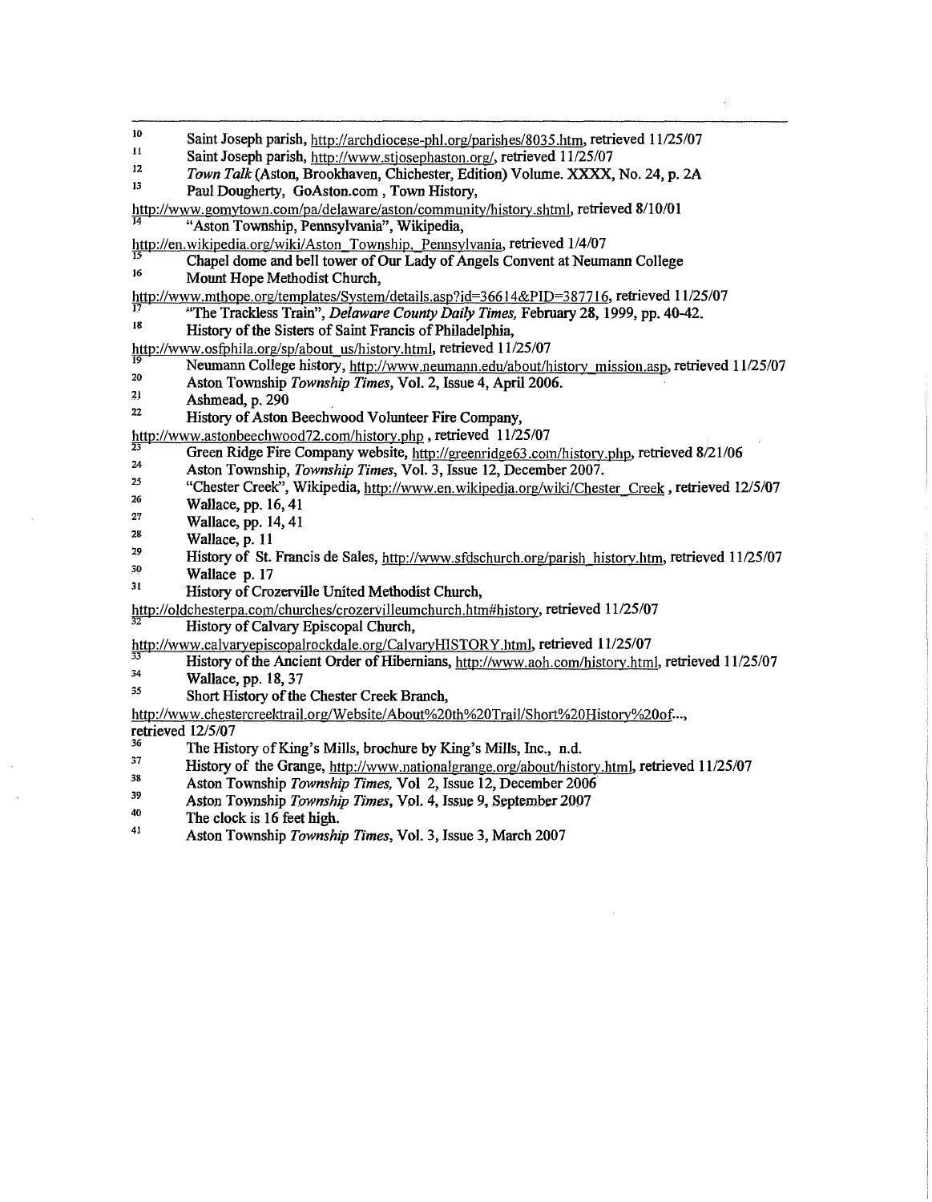[10] Saint Joseph parish, http://archdiocese-phl.org/parishes/8035.htm, retrieved 11/25/07

[11] Saint Joseph parish, http://www.stjosephaston.org/, retrieved 11/25/07

[12] *Town Talk* (Aston, Brookhaven, Chichester, Edition) Volume. XXXX, No. 24, p. 2A

[13] Paul Dougherty, GoAston.com , Town History, http://www.gomytown.com/pa/delaware/aston/community/history.shtml, retrieved 8/10/01

[14] "Aston Township, Pennsylvania", Wikipedia, http://en.wikipedia.org/wiki/Aston_Township,_Pennsylvania, retrieved 1/4/07

[15] Chapel dome and bell tower of Our Lady of Angels Convent at Neumann College

[16] Mount Hope Methodist Church, http://www.mthope.org/templates/System/details.asp?id=36614&PID=387716, retrieved 11/25/07

[17] "The Trackless Train", *Delaware County Daily Times,* February 28, 1999, pp. 40-42.

[18] History of the Sisters of Saint Francis of Philadelphia, http://www.osfphila.org/sp/about_us/history.html, retrieved 11/25/07

[19] Neumann College history, http://www.neumann.edu/about/history_mission.asp, retrieved 11/25/07

[20] Aston Township *Township Times*, Vol. 2, Issue 4, April 2006.

[21] Ashmead, p. 290

[22] History of Aston Beechwood Volunteer Fire Company, http://www.astonbeechwood72.com/history.php , retrieved 11/25/07

[23] Green Ridge Fire Company website, http://greenridge63.com/history.php, retrieved 8/21/06

[24] Aston Township, *Township Times*, Vol. 3, Issue 12, December 2007.

[25] "Chester Creek", Wikipedia, http://www.en.wikipedia.org/wiki/Chester_Creek , retrieved 12/5/07

[26] Wallace, pp. 16, 41

[27] Wallace, pp. 14, 41

[28] Wallace, p. 11

[29] History of St. Francis de Sales, http://www.sfdschurch.org/parish_history.htm, retrieved 11/25/07

[30] Wallace p. 17

[31] History of Crozerville United Methodist Church, http://oldchesterpa.com/churches/crozervilleumchurch.htm#history, retrieved 11/25/07

[32] History of Calvary Episcopal Church, http://www.calvaryepiscopalrockdale.org/CalvaryHISTORY.html, retrieved 11/25/07

[33] History of the Ancient Order of Hibernians, http://www.aoh.com/history.html, retrieved 11/25/07

[34] Wallace, pp. 18, 37

[35] Short History of the Chester Creek Branch, http://www.chestercreektrail.org/Website/About%20th%20Trail/Short%20History%20of..., retrieved 12/5/07

[36] The History of King's Mills, brochure by King's Mills, Inc., n.d.

[37] History of the Grange, http://www.nationalgrange.org/about/history.html, retrieved 11/25/07

[38] Aston Township *Township Times,* Vol 2, Issue 12, December 2006

[39] Aston Township *Township Times*, Vol. 4, Issue 9, September 2007

[40] The clock is 16 feet high.

[41] Aston Township *Township Times*, Vol. 3, Issue 3, March 2007